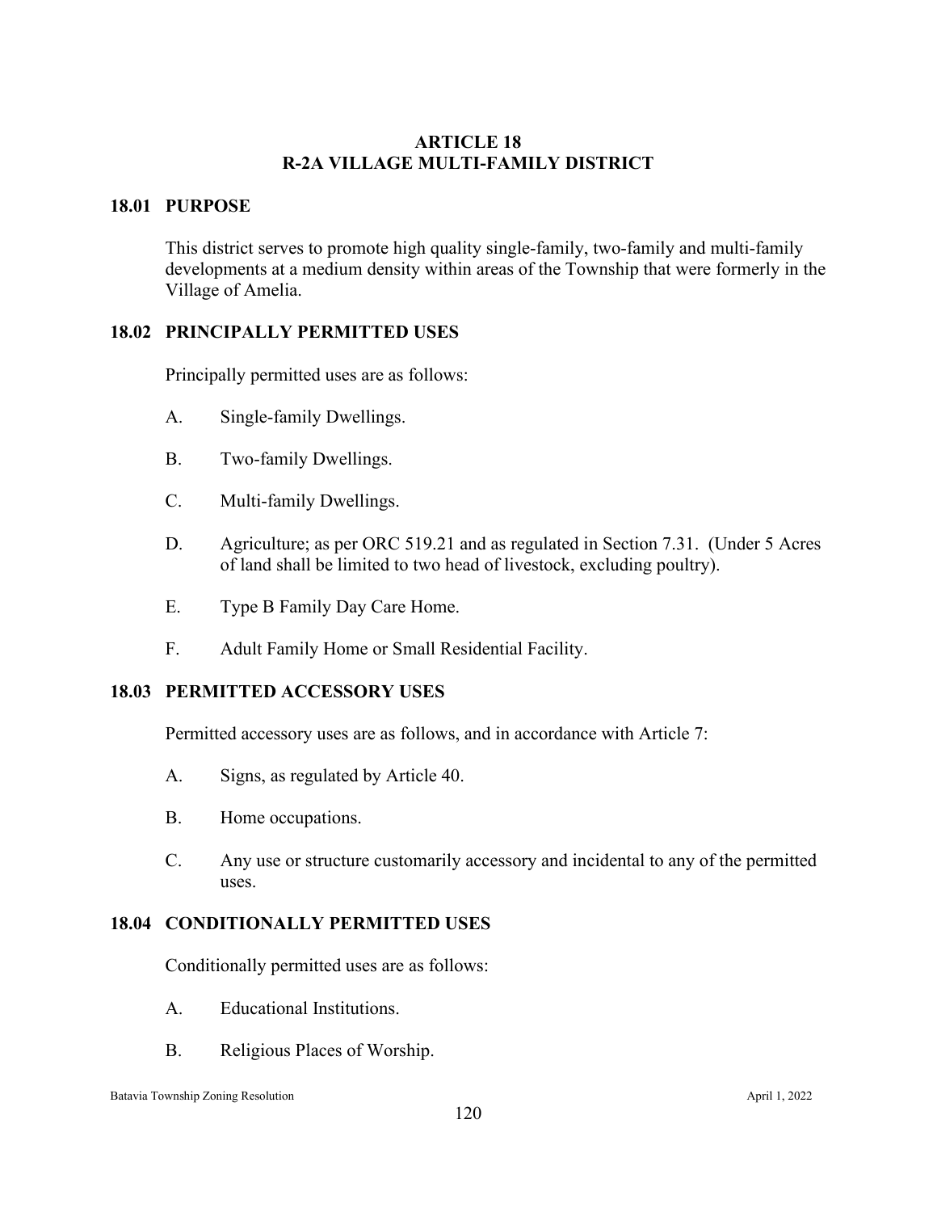# ARTICLE 18
# R-2A VILLAGE MULTI-FAMILY DISTRICT

## 18.01 PURPOSE

This district serves to promote high quality single-family, two-family and multi-family developments at a medium density within areas of the Township that were formerly in the Village of Amelia.

## 18.02 PRINCIPALLY PERMITTED USES

Principally permitted uses are as follows:

A. Single-family Dwellings.

B. Two-family Dwellings.

C. Multi-family Dwellings.

D. Agriculture; as per ORC 519.21 and as regulated in Section 7.31. (Under 5 Acres of land shall be limited to two head of livestock, excluding poultry).

E. Type B Family Day Care Home.

F. Adult Family Home or Small Residential Facility.

## 18.03 PERMITTED ACCESSORY USES

Permitted accessory uses are as follows, and in accordance with Article 7:

A. Signs, as regulated by Article 40.

B. Home occupations.

C. Any use or structure customarily accessory and incidental to any of the permitted uses.

## 18.04 CONDITIONALLY PERMITTED USES

Conditionally permitted uses are as follows:

A. Educational Institutions.

B. Religious Places of Worship.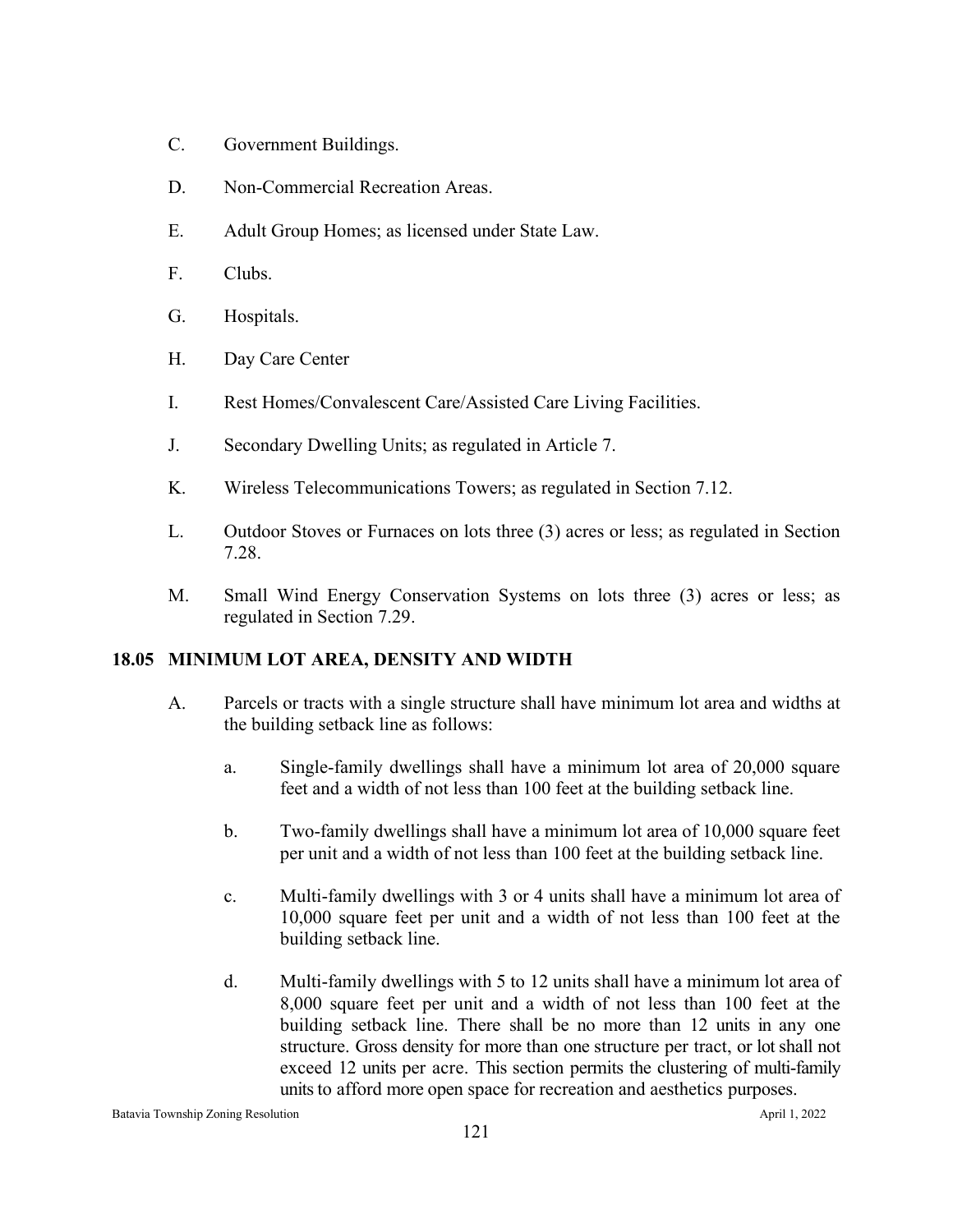C. Government Buildings.

D. Non-Commercial Recreation Areas.

E. Adult Group Homes; as licensed under State Law.

F. Clubs.

G. Hospitals.

H. Day Care Center

I. Rest Homes/Convalescent Care/Assisted Care Living Facilities.

J. Secondary Dwelling Units; as regulated in Article 7.

K. Wireless Telecommunications Towers; as regulated in Section 7.12.

L. Outdoor Stoves or Furnaces on lots three (3) acres or less; as regulated in Section 7.28.

M. Small Wind Energy Conservation Systems on lots three (3) acres or less; as regulated in Section 7.29.

## 18.05 MINIMUM LOT AREA, DENSITY AND WIDTH

A. Parcels or tracts with a single structure shall have minimum lot area and widths at the building setback line as follows:

a. Single-family dwellings shall have a minimum lot area of 20,000 square feet and a width of not less than 100 feet at the building setback line.

b. Two-family dwellings shall have a minimum lot area of 10,000 square feet per unit and a width of not less than 100 feet at the building setback line.

c. Multi-family dwellings with 3 or 4 units shall have a minimum lot area of 10,000 square feet per unit and a width of not less than 100 feet at the building setback line.

d. Multi-family dwellings with 5 to 12 units shall have a minimum lot area of 8,000 square feet per unit and a width of not less than 100 feet at the building setback line. There shall be no more than 12 units in any one structure. Gross density for more than one structure per tract, or lot shall not exceed 12 units per acre. This section permits the clustering of multi-family units to afford more open space for recreation and aesthetics purposes.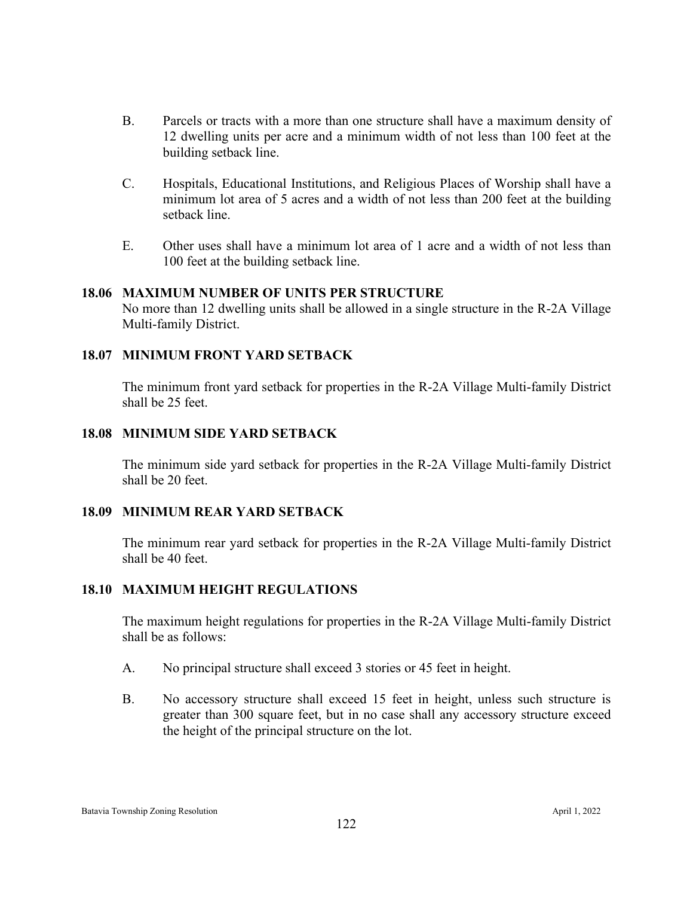B. Parcels or tracts with a more than one structure shall have a maximum density of 12 dwelling units per acre and a minimum width of not less than 100 feet at the building setback line.

C. Hospitals, Educational Institutions, and Religious Places of Worship shall have a minimum lot area of 5 acres and a width of not less than 200 feet at the building setback line.

E. Other uses shall have a minimum lot area of 1 acre and a width of not less than 100 feet at the building setback line.

### 18.06 MAXIMUM NUMBER OF UNITS PER STRUCTURE

No more than 12 dwelling units shall be allowed in a single structure in the R-2A Village Multi-family District.

### 18.07 MINIMUM FRONT YARD SETBACK

The minimum front yard setback for properties in the R-2A Village Multi-family District shall be 25 feet.

### 18.08 MINIMUM SIDE YARD SETBACK

The minimum side yard setback for properties in the R-2A Village Multi-family District shall be 20 feet.

### 18.09 MINIMUM REAR YARD SETBACK

The minimum rear yard setback for properties in the R-2A Village Multi-family District shall be 40 feet.

### 18.10 MAXIMUM HEIGHT REGULATIONS

The maximum height regulations for properties in the R-2A Village Multi-family District shall be as follows:

A. No principal structure shall exceed 3 stories or 45 feet in height.

B. No accessory structure shall exceed 15 feet in height, unless such structure is greater than 300 square feet, but in no case shall any accessory structure exceed the height of the principal structure on the lot.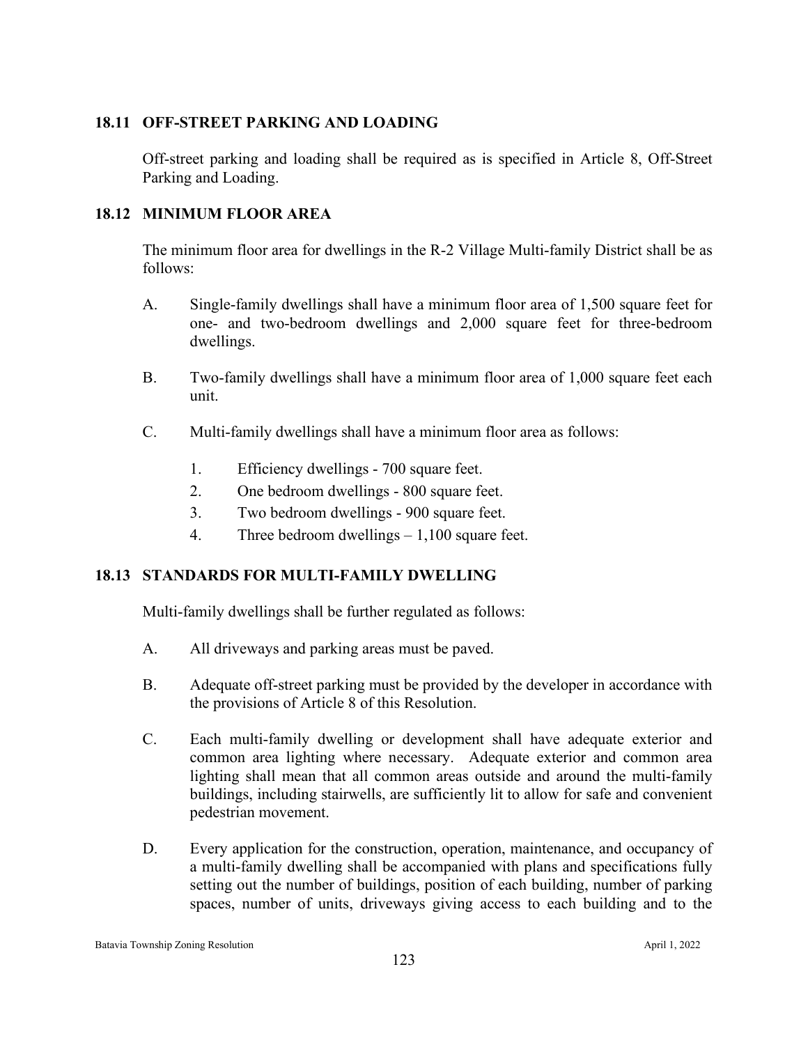## 18.11 OFF-STREET PARKING AND LOADING

Off-street parking and loading shall be required as is specified in Article 8, Off-Street Parking and Loading.

## 18.12 MINIMUM FLOOR AREA

The minimum floor area for dwellings in the R-2 Village Multi-family District shall be as follows:

A. Single-family dwellings shall have a minimum floor area of 1,500 square feet for one- and two-bedroom dwellings and 2,000 square feet for three-bedroom dwellings.

B. Two-family dwellings shall have a minimum floor area of 1,000 square feet each unit.

C. Multi-family dwellings shall have a minimum floor area as follows:

1. Efficiency dwellings - 700 square feet.
2. One bedroom dwellings - 800 square feet.
3. Two bedroom dwellings - 900 square feet.
4. Three bedroom dwellings – 1,100 square feet.

## 18.13 STANDARDS FOR MULTI-FAMILY DWELLING

Multi-family dwellings shall be further regulated as follows:

A. All driveways and parking areas must be paved.

B. Adequate off-street parking must be provided by the developer in accordance with the provisions of Article 8 of this Resolution.

C. Each multi-family dwelling or development shall have adequate exterior and common area lighting where necessary. Adequate exterior and common area lighting shall mean that all common areas outside and around the multi-family buildings, including stairwells, are sufficiently lit to allow for safe and convenient pedestrian movement.

D. Every application for the construction, operation, maintenance, and occupancy of a multi-family dwelling shall be accompanied with plans and specifications fully setting out the number of buildings, position of each building, number of parking spaces, number of units, driveways giving access to each building and to the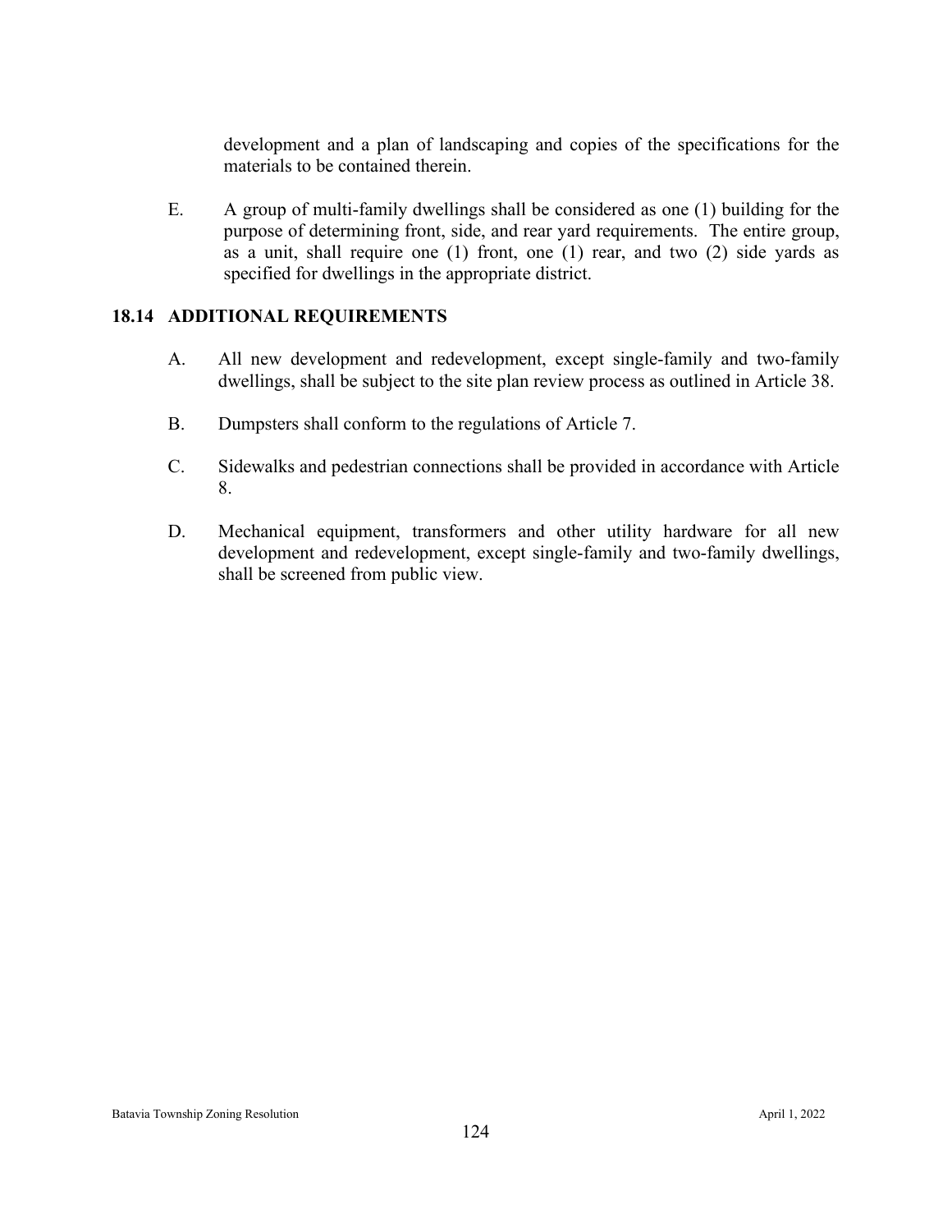development and a plan of landscaping and copies of the specifications for the materials to be contained therein.

E. A group of multi-family dwellings shall be considered as one (1) building for the purpose of determining front, side, and rear yard requirements. The entire group, as a unit, shall require one (1) front, one (1) rear, and two (2) side yards as specified for dwellings in the appropriate district.

## 18.14 ADDITIONAL REQUIREMENTS

A. All new development and redevelopment, except single-family and two-family dwellings, shall be subject to the site plan review process as outlined in Article 38.

B. Dumpsters shall conform to the regulations of Article 7.

C. Sidewalks and pedestrian connections shall be provided in accordance with Article 8.

D. Mechanical equipment, transformers and other utility hardware for all new development and redevelopment, except single-family and two-family dwellings, shall be screened from public view.